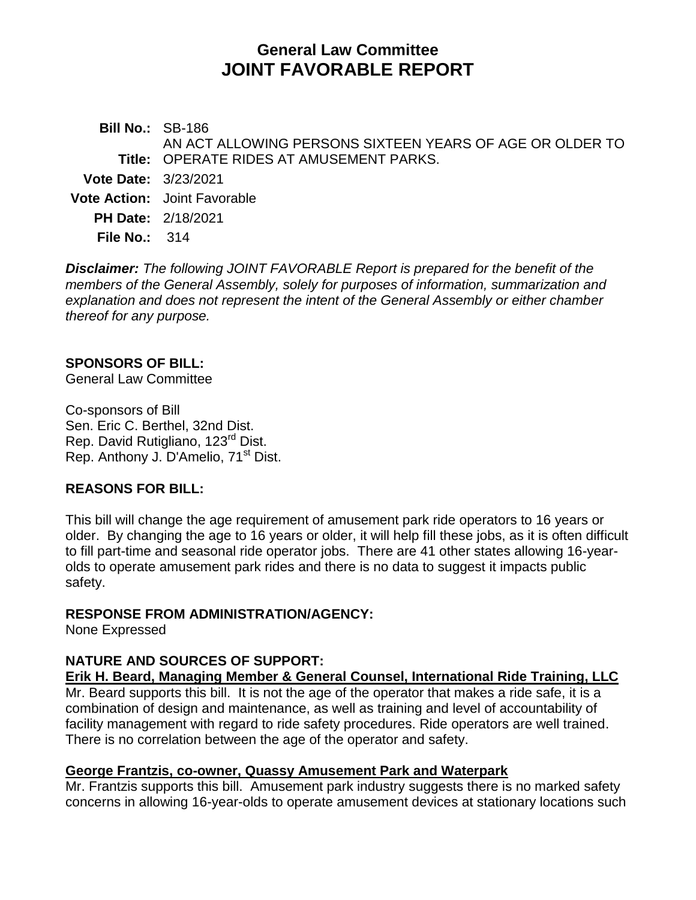# General Law Committee
# JOINT FAVORABLE REPORT

**Bill No.:** SB-186

**Title:** AN ACT ALLOWING PERSONS SIXTEEN YEARS OF AGE OR OLDER TO OPERATE RIDES AT AMUSEMENT PARKS.

**Vote Date:** 3/23/2021

**Vote Action:** Joint Favorable

**PH Date:** 2/18/2021

**File No.:** 314

***Disclaimer:*** *The following JOINT FAVORABLE Report is prepared for the benefit of the members of the General Assembly, solely for purposes of information, summarization and explanation and does not represent the intent of the General Assembly or either chamber thereof for any purpose.*

## SPONSORS OF BILL:

General Law Committee

Co-sponsors of Bill
Sen. Eric C. Berthel, 32nd Dist.
Rep. David Rutigliano, 123rd Dist.
Rep. Anthony J. D'Amelio, 71st Dist.

## REASONS FOR BILL:

This bill will change the age requirement of amusement park ride operators to 16 years or older. By changing the age to 16 years or older, it will help fill these jobs, as it is often difficult to fill part-time and seasonal ride operator jobs. There are 41 other states allowing 16-year-olds to operate amusement park rides and there is no data to suggest it impacts public safety.

## RESPONSE FROM ADMINISTRATION/AGENCY:

None Expressed

## NATURE AND SOURCES OF SUPPORT:

**Erik H. Beard, Managing Member & General Counsel, International Ride Training, LLC**

Mr. Beard supports this bill. It is not the age of the operator that makes a ride safe, it is a combination of design and maintenance, as well as training and level of accountability of facility management with regard to ride safety procedures. Ride operators are well trained. There is no correlation between the age of the operator and safety.

**George Frantzis, co-owner, Quassy Amusement Park and Waterpark**

Mr. Frantzis supports this bill. Amusement park industry suggests there is no marked safety concerns in allowing 16-year-olds to operate amusement devices at stationary locations such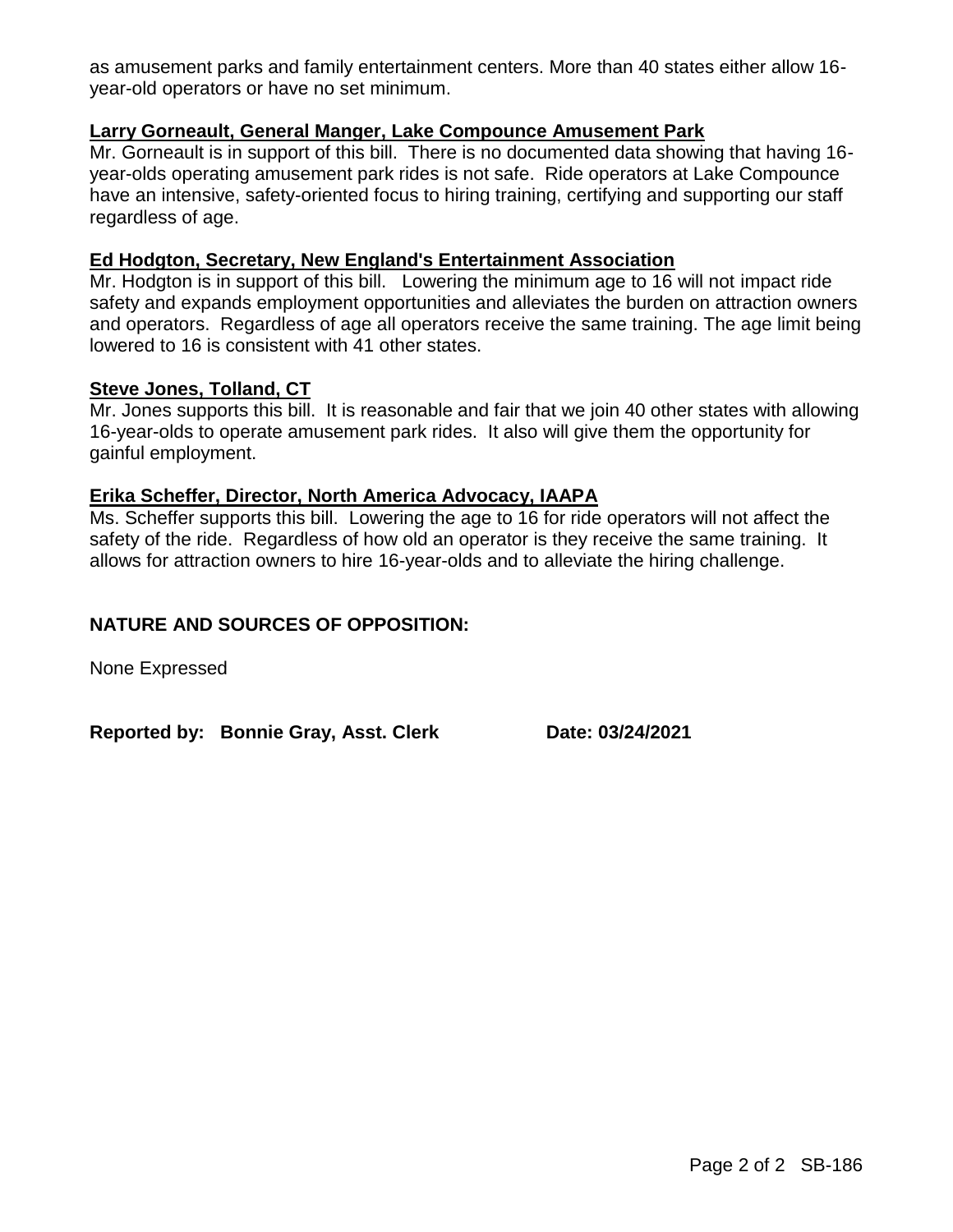as amusement parks and family entertainment centers. More than 40 states either allow 16-year-old operators or have no set minimum.

**Larry Gorneault, General Manger, Lake Compounce Amusement Park**

Mr. Gorneault is in support of this bill. There is no documented data showing that having 16-year-olds operating amusement park rides is not safe. Ride operators at Lake Compounce have an intensive, safety-oriented focus to hiring training, certifying and supporting our staff regardless of age.

**Ed Hodgton, Secretary, New England's Entertainment Association**

Mr. Hodgton is in support of this bill. Lowering the minimum age to 16 will not impact ride safety and expands employment opportunities and alleviates the burden on attraction owners and operators. Regardless of age all operators receive the same training. The age limit being lowered to 16 is consistent with 41 other states.

**Steve Jones, Tolland, CT**

Mr. Jones supports this bill. It is reasonable and fair that we join 40 other states with allowing 16-year-olds to operate amusement park rides. It also will give them the opportunity for gainful employment.

**Erika Scheffer, Director, North America Advocacy, IAAPA**

Ms. Scheffer supports this bill. Lowering the age to 16 for ride operators will not affect the safety of the ride. Regardless of how old an operator is they receive the same training. It allows for attraction owners to hire 16-year-olds and to alleviate the hiring challenge.

## NATURE AND SOURCES OF OPPOSITION:

None Expressed

**Reported by: Bonnie Gray, Asst. Clerk Date: 03/24/2021**